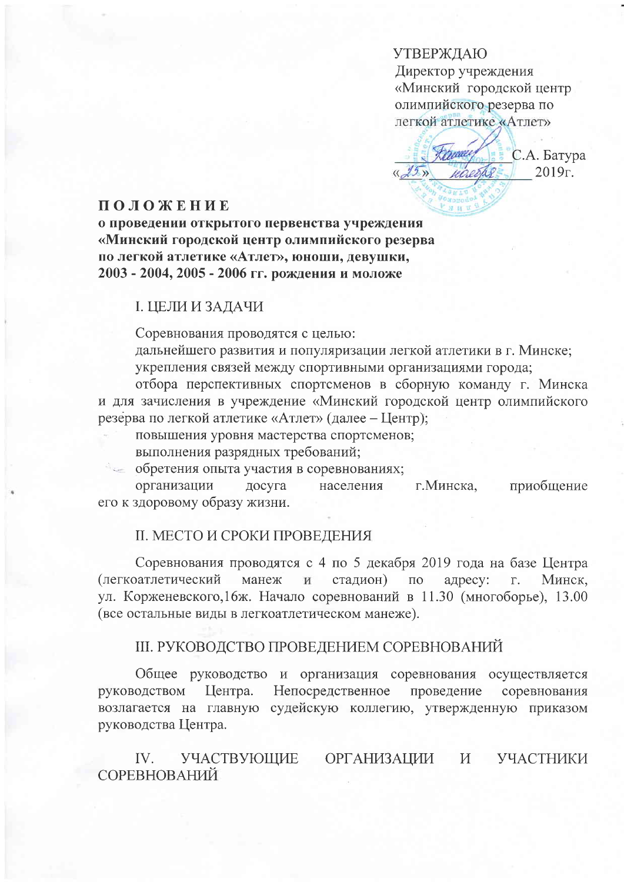УТВЕРЖДАЮ
Директор учреждения
«Минский городской центр
олимпийского резерва по
легкой атлетике «Атлет»

\_\_\_\_\_\_\_\_\_\_\_\_ С.А. Батура
«25» ноября 2019г.

**П О Л О Ж Е Н И Е**
**о проведении открытого первенства учреждения «Минский городской центр олимпийского резерва по легкой атлетике «Атлет», юноши, девушки, 2003 - 2004, 2005 - 2006 гг. рождения и моложе**

## I. ЦЕЛИ И ЗАДАЧИ

Соревнования проводятся с целью:

дальнейшего развития и популяризации легкой атлетики в г. Минске;

укрепления связей между спортивными организациями города;

отбора перспективных спортсменов в сборную команду г. Минска и для зачисления в учреждение «Минский городской центр олимпийского резерва по легкой атлетике «Атлет» (далее – Центр);

повышения уровня мастерства спортсменов;

выполнения разрядных требований;

обретения опыта участия в соревнованиях;

организации досуга населения г.Минска, приобщение его к здоровому образу жизни.

## II. МЕСТО И СРОКИ ПРОВЕДЕНИЯ

Соревнования проводятся с 4 по 5 декабря 2019 года на базе Центра (легкоатлетический манеж и стадион) по адресу: г. Минск, ул. Корженевского,16ж. Начало соревнований в 11.30 (многоборье), 13.00 (все остальные виды в легкоатлетическом манеже).

## III. РУКОВОДСТВО ПРОВЕДЕНИЕМ СОРЕВНОВАНИЙ

Общее руководство и организация соревнования осуществляется руководством Центра. Непосредственное проведение соревнования возлагается на главную судейскую коллегию, утвержденную приказом руководства Центра.

## IV. УЧАСТВУЮЩИЕ ОРГАНИЗАЦИИ И УЧАСТНИКИ СОРЕВНОВАНИЙ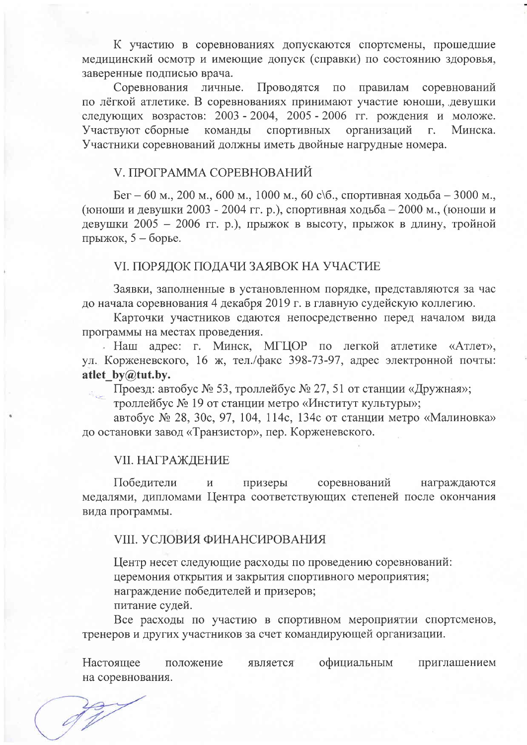К участию в соревнованиях допускаются спортсмены, прошедшие медицинский осмотр и имеющие допуск (справки) по состоянию здоровья, заверенные подписью врача.

Соревнования личные. Проводятся по правилам соревнований по лёгкой атлетике. В соревнованиях принимают участие юноши, девушки следующих возрастов: 2003 - 2004, 2005 - 2006 гг. рождения и моложе. Участвуют сборные команды спортивных организаций г. Минска. Участники соревнований должны иметь двойные нагрудные номера.

## V. ПРОГРАММА СОРЕВНОВАНИЙ

Бег – 60 м., 200 м., 600 м., 1000 м., 60 с\б., спортивная ходьба – 3000 м., (юноши и девушки 2003 - 2004 гг. р.), спортивная ходьба – 2000 м., (юноши и девушки 2005 – 2006 гг. р.), прыжок в высоту, прыжок в длину, тройной прыжок, 5 – борье.

## VI. ПОРЯДОК ПОДАЧИ ЗАЯВОК НА УЧАСТИЕ

Заявки, заполненные в установленном порядке, представляются за час до начала соревнования 4 декабря 2019 г. в главную судейскую коллегию.

Карточки участников сдаются непосредственно перед началом вида программы на местах проведения.

Наш адрес: г. Минск, МГЦОР по легкой атлетике «Атлет», ул. Корженевского, 16 ж, тел./факс 398-73-97, адрес электронной почты: **atlet_by@tut.by.**

Проезд: автобус № 53, троллейбус № 27, 51 от станции «Дружная»;

троллейбус № 19 от станции метро «Институт культуры»;

автобус № 28, 30с, 97, 104, 114с, 134с от станции метро «Малиновка» до остановки завод «Транзистор», пер. Корженевского.

## VII. НАГРАЖДЕНИЕ

Победители и призеры соревнований награждаются медалями, дипломами Центра соответствующих степеней после окончания вида программы.

## VIII. УСЛОВИЯ ФИНАНСИРОВАНИЯ

Центр несет следующие расходы по проведению соревнований:

церемония открытия и закрытия спортивного мероприятия;

награждение победителей и призеров;

питание судей.

Все расходы по участию в спортивном мероприятии спортсменов, тренеров и других участников за счет командирующей организации.

Настоящее положение является официальным приглашением на соревнования.